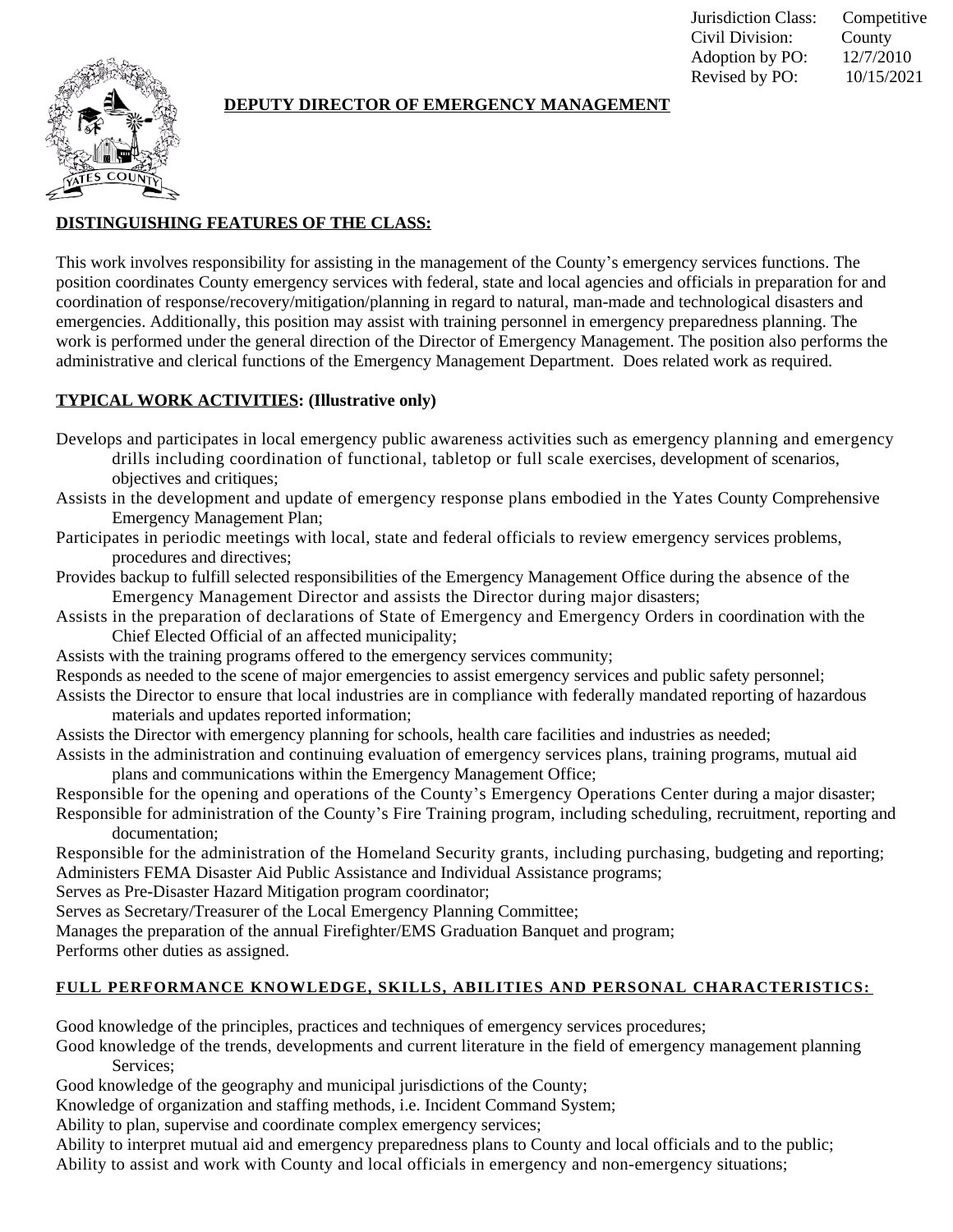Jurisdiction Class: Competitive
Civil Division: County
Adoption by PO: 12/7/2010
Revised by PO: 10/15/2021

# DEPUTY DIRECTOR OF EMERGENCY MANAGEMENT

## DISTINGUISHING FEATURES OF THE CLASS:

This work involves responsibility for assisting in the management of the County's emergency services functions. The position coordinates County emergency services with federal, state and local agencies and officials in preparation for and coordination of response/recovery/mitigation/planning in regard to natural, man-made and technological disasters and emergencies. Additionally, this position may assist with training personnel in emergency preparedness planning. The work is performed under the general direction of the Director of Emergency Management. The position also performs the administrative and clerical functions of the Emergency Management Department. Does related work as required.

## TYPICAL WORK ACTIVITIES: (Illustrative only)

Develops and participates in local emergency public awareness activities such as emergency planning and emergency drills including coordination of functional, tabletop or full scale exercises, development of scenarios, objectives and critiques;
Assists in the development and update of emergency response plans embodied in the Yates County Comprehensive Emergency Management Plan;
Participates in periodic meetings with local, state and federal officials to review emergency services problems, procedures and directives;
Provides backup to fulfill selected responsibilities of the Emergency Management Office during the absence of the Emergency Management Director and assists the Director during major disasters;
Assists in the preparation of declarations of State of Emergency and Emergency Orders in coordination with the Chief Elected Official of an affected municipality;
Assists with the training programs offered to the emergency services community;
Responds as needed to the scene of major emergencies to assist emergency services and public safety personnel;
Assists the Director to ensure that local industries are in compliance with federally mandated reporting of hazardous materials and updates reported information;
Assists the Director with emergency planning for schools, health care facilities and industries as needed;
Assists in the administration and continuing evaluation of emergency services plans, training programs, mutual aid plans and communications within the Emergency Management Office;
Responsible for the opening and operations of the County's Emergency Operations Center during a major disaster;
Responsible for administration of the County's Fire Training program, including scheduling, recruitment, reporting and documentation;
Responsible for the administration of the Homeland Security grants, including purchasing, budgeting and reporting;
Administers FEMA Disaster Aid Public Assistance and Individual Assistance programs;
Serves as Pre-Disaster Hazard Mitigation program coordinator;
Serves as Secretary/Treasurer of the Local Emergency Planning Committee;
Manages the preparation of the annual Firefighter/EMS Graduation Banquet and program;
Performs other duties as assigned.

## FULL PERFORMANCE KNOWLEDGE, SKILLS, ABILITIES AND PERSONAL CHARACTERISTICS:

Good knowledge of the principles, practices and techniques of emergency services procedures;
Good knowledge of the trends, developments and current literature in the field of emergency management planning Services;
Good knowledge of the geography and municipal jurisdictions of the County;
Knowledge of organization and staffing methods, i.e. Incident Command System;
Ability to plan, supervise and coordinate complex emergency services;
Ability to interpret mutual aid and emergency preparedness plans to County and local officials and to the public;
Ability to assist and work with County and local officials in emergency and non-emergency situations;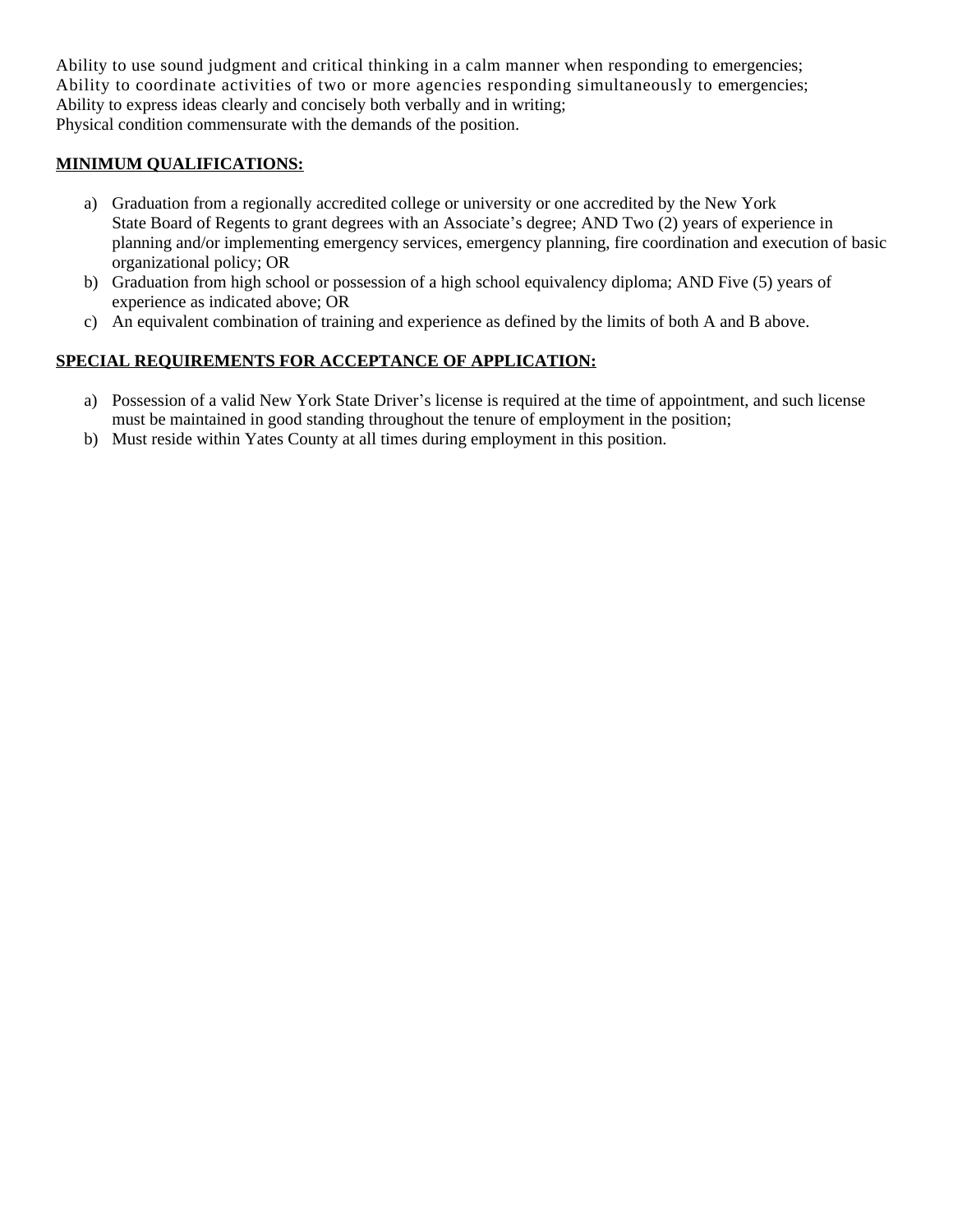Ability to use sound judgment and critical thinking in a calm manner when responding to emergencies;
Ability to coordinate activities of two or more agencies responding simultaneously to emergencies;
Ability to express ideas clearly and concisely both verbally and in writing;
Physical condition commensurate with the demands of the position.

**MINIMUM QUALIFICATIONS:**

a) Graduation from a regionally accredited college or university or one accredited by the New York State Board of Regents to grant degrees with an Associate's degree; AND Two (2) years of experience in planning and/or implementing emergency services, emergency planning, fire coordination and execution of basic organizational policy; OR
b) Graduation from high school or possession of a high school equivalency diploma; AND Five (5) years of experience as indicated above; OR
c) An equivalent combination of training and experience as defined by the limits of both A and B above.

**SPECIAL REQUIREMENTS FOR ACCEPTANCE OF APPLICATION:**

a) Possession of a valid New York State Driver's license is required at the time of appointment, and such license must be maintained in good standing throughout the tenure of employment in the position;
b) Must reside within Yates County at all times during employment in this position.